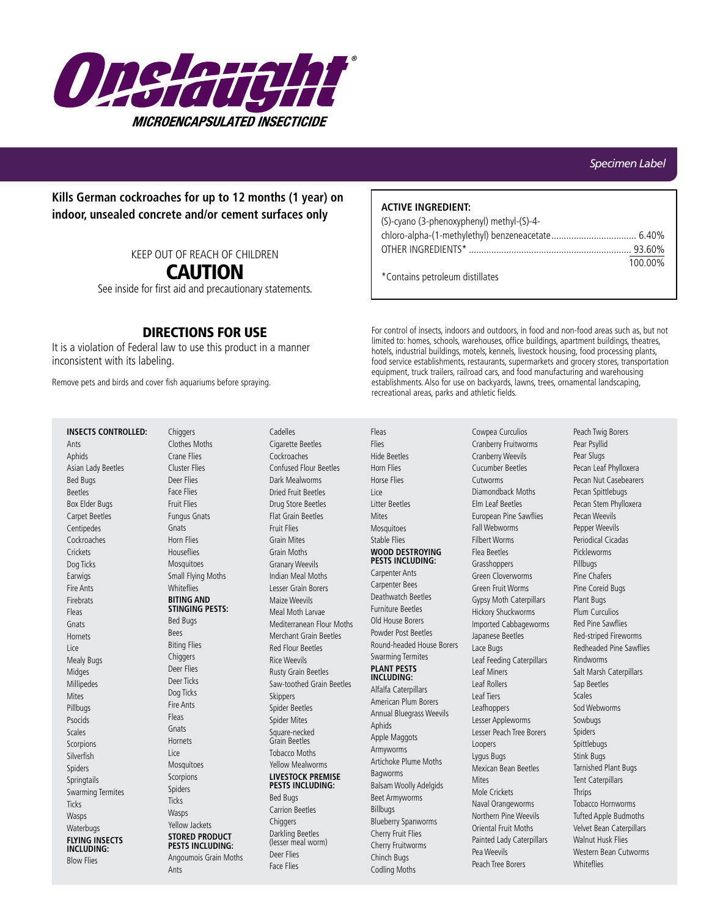# Onslaught®

## MICROENCAPSULATED INSECTICIDE

*Specimen Label*

**Kills German cockroaches for up to 12 months (1 year) on indoor, unsealed concrete and/or cement surfaces only**

KEEP OUT OF REACH OF CHILDREN

## CAUTION

See inside for first aid and precautionary statements.

**ACTIVE INGREDIENT:**

| | |
|---|---|
| (S)-cyano (3-phenoxyphenyl) methyl-(S)-4-chloro-alpha-(1-methylethyl) benzeneacetate | 6.40% |
| OTHER INGREDIENTS* | 93.60% |
| | 100.00% |

*Contains petroleum distillates

## DIRECTIONS FOR USE

It is a violation of Federal law to use this product in a manner inconsistent with its labeling.

Remove pets and birds and cover fish aquariums before spraying.

For control of insects, indoors and outdoors, in food and non-food areas such as, but not limited to: homes, schools, warehouses, office buildings, apartment buildings, theatres, hotels, industrial buildings, motels, kennels, livestock housing, food processing plants, food service establishments, restaurants, supermarkets and grocery stores, transportation equipment, truck trailers, railroad cars, and food manufacturing and warehousing establishments. Also for use on backyards, lawns, trees, ornamental landscaping, recreational areas, parks and athletic fields.

**INSECTS CONTROLLED:**

Ants
Aphids
Asian Lady Beetles
Bed Bugs
Beetles
Box Elder Bugs
Carpet Beetles
Centipedes
Cockroaches
Crickets
Dog Ticks
Earwigs
Fire Ants
Firebrats
Fleas
Gnats
Hornets
Lice
Mealy Bugs
Midges
Millipedes
Mites
Pillbugs
Psocids
Scales
Scorpions
Silverfish
Spiders
Springtails
Swarming Termites
Ticks
Wasps
Waterbugs

**FLYING INSECTS INCLUDING:**

Blow Flies
Chiggers
Clothes Moths
Crane Flies
Cluster Flies
Deer Flies
Face Flies
Fruit Flies
Fungus Gnats
Gnats
Horn Flies
Houseflies
Mosquitoes
Small Flying Moths
Whiteflies

**BITING AND STINGING PESTS:**

Bed Bugs
Bees
Biting Flies
Chiggers
Deer Flies
Deer Ticks
Dog Ticks
Fire Ants
Fleas
Gnats
Hornets
Lice
Mosquitoes
Scorpions
Spiders
Ticks
Wasps
Yellow Jackets

**STORED PRODUCT PESTS INCLUDING:**

Angoumois Grain Moths
Ants
Cadelles
Cigarette Beetles
Cockroaches
Confused Flour Beetles
Dark Mealworms
Dried Fruit Beetles
Drug Store Beetles
Flat Grain Beetles
Fruit Flies
Grain Mites
Grain Moths
Granary Weevils
Indian Meal Moths
Lesser Grain Borers
Maize Weevils
Meal Moth Larvae
Mediterranean Flour Moths
Merchant Grain Beetles
Red Flour Beetles
Rice Weevils
Rusty Grain Beetles
Saw-toothed Grain Beetles
Skippers
Spider Beetles
Spider Mites
Square-necked Grain Beetles
Tobacco Moths
Yellow Mealworms

**LIVESTOCK PREMISE PESTS INCLUDING:**

Bed Bugs
Carrion Beetles
Chiggers
Darkling Beetles (lesser meal worm)
Deer Flies
Face Flies
Fleas
Flies
Hide Beetles
Horn Flies
Horse Flies
Lice
Litter Beetles
Mites
Mosquitoes
Stable Flies

**WOOD DESTROYING PESTS INCLUDING:**

Carpenter Ants
Carpenter Bees
Deathwatch Beetles
Furniture Beetles
Old House Borers
Powder Post Beetles
Round-headed House Borers
Swarming Termites

**PLANT PESTS INCLUDING:**

Alfalfa Caterpillars
American Plum Borers
Annual Bluegrass Weevils
Aphids
Apple Maggots
Armyworms
Artichoke Plume Moths
Bagworms
Balsam Woolly Adelgids
Beet Armyworms
Billbugs
Blueberry Spanworms
Cherry Fruit Flies
Cherry Fruitworms
Chinch Bugs
Codling Moths
Cowpea Curculios
Cranberry Fruitworms
Cranberry Weevils
Cucumber Beetles
Cutworms
Diamondback Moths
Elm Leaf Beetles
European Pine Sawflies
Fall Webworms
Filbert Worms
Flea Beetles
Grasshoppers
Green Cloverworms
Green Fruit Worms
Gypsy Moth Caterpillars
Hickory Shuckworms
Imported Cabbageworms
Japanese Beetles
Lace Bugs
Leaf Feeding Caterpillars
Leaf Miners
Leaf Rollers
Leaf Tiers
Leafhoppers
Lesser Appleworms
Lesser Peach Tree Borers
Loopers
Lygus Bugs
Mexican Bean Beetles
Mites
Mole Crickets
Naval Orangeworms
Northern Pine Weevils
Oriental Fruit Moths
Painted Lady Caterpillars
Pea Weevils
Peach Tree Borers
Peach Twig Borers
Pear Psyllid
Pear Slugs
Pecan Leaf Phylloxera
Pecan Nut Casebearers
Pecan Spittlebugs
Pecan Stem Phylloxera
Pecan Weevils
Pepper Weevils
Periodical Cicadas
Pickleworms
Pillbugs
Pine Chafers
Pine Coreid Bugs
Plant Bugs
Plum Curculios
Red Pine Sawflies
Red-striped Fireworms
Redheaded Pine Sawflies
Rindworms
Salt Marsh Caterpillars
Sap Beetles
Scales
Sod Webworms
Sowbugs
Spiders
Spittlebugs
Stink Bugs
Tarnished Plant Bugs
Tent Caterpillars
Thrips
Tobacco Hornworms
Tufted Apple Budmoths
Velvet Bean Caterpillars
Walnut Husk Flies
Western Bean Cutworms
Whiteflies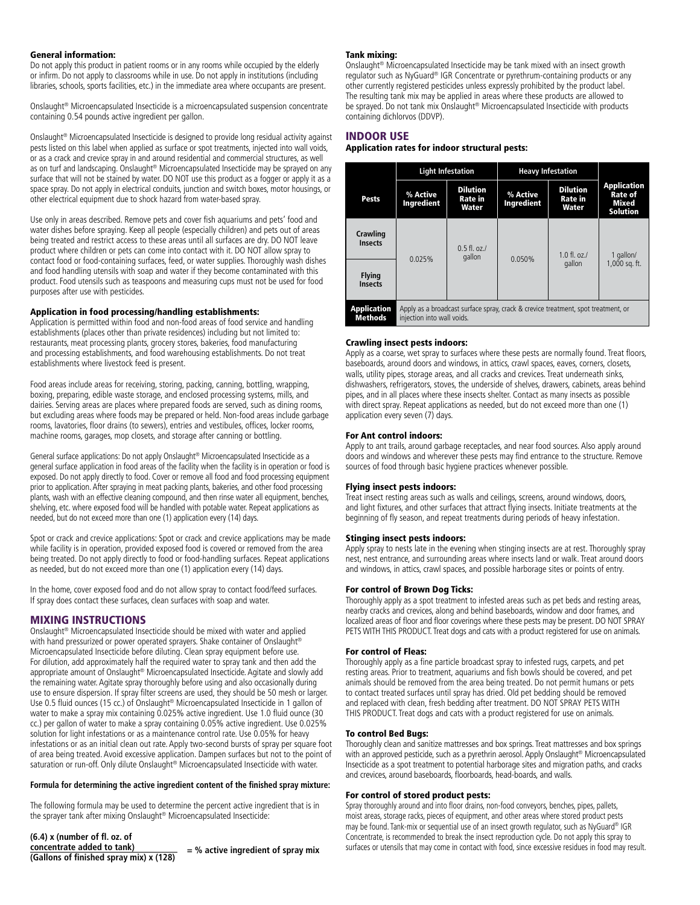### General information:

Do not apply this product in patient rooms or in any rooms while occupied by the elderly or infirm. Do not apply to classrooms while in use. Do not apply in institutions (including libraries, schools, sports facilities, etc.) in the immediate area where occupants are present.

Onslaught® Microencapsulated Insecticide is a microencapsulated suspension concentrate containing 0.54 pounds active ingredient per gallon.

Onslaught® Microencapsulated Insecticide is designed to provide long residual activity against pests listed on this label when applied as surface or spot treatments, injected into wall voids, or as a crack and crevice spray in and around residential and commercial structures, as well as on turf and landscaping. Onslaught® Microencapsulated Insecticide may be sprayed on any surface that will not be stained by water. DO NOT use this product as a fogger or apply it as a space spray. Do not apply in electrical conduits, junction and switch boxes, motor housings, or other electrical equipment due to shock hazard from water-based spray.

Use only in areas described. Remove pets and cover fish aquariums and pets' food and water dishes before spraying. Keep all people (especially children) and pets out of areas being treated and restrict access to these areas until all surfaces are dry. DO NOT leave product where children or pets can come into contact with it. DO NOT allow spray to contact food or food-containing surfaces, feed, or water supplies. Thoroughly wash dishes and food handling utensils with soap and water if they become contaminated with this product. Food utensils such as teaspoons and measuring cups must not be used for food purposes after use with pesticides.

### Application in food processing/handling establishments:

Application is permitted within food and non-food areas of food service and handling establishments (places other than private residences) including but not limited to: restaurants, meat processing plants, grocery stores, bakeries, food manufacturing and processing establishments, and food warehousing establishments. Do not treat establishments where livestock feed is present.

Food areas include areas for receiving, storing, packing, canning, bottling, wrapping, boxing, preparing, edible waste storage, and enclosed processing systems, mills, and dairies. Serving areas are places where prepared foods are served, such as dining rooms, but excluding areas where foods may be prepared or held. Non-food areas include garbage rooms, lavatories, floor drains (to sewers), entries and vestibules, offices, locker rooms, machine rooms, garages, mop closets, and storage after canning or bottling.

General surface applications: Do not apply Onslaught® Microencapsulated Insecticide as a general surface application in food areas of the facility when the facility is in operation or food is exposed. Do not apply directly to food. Cover or remove all food and food processing equipment prior to application. After spraying in meat packing plants, bakeries, and other food processing plants, wash with an effective cleaning compound, and then rinse water all equipment, benches, shelving, etc. where exposed food will be handled with potable water. Repeat applications as needed, but do not exceed more than one (1) application every (14) days.

Spot or crack and crevice applications: Spot or crack and crevice applications may be made while facility is in operation, provided exposed food is covered or removed from the area being treated. Do not apply directly to food or food-handling surfaces. Repeat applications as needed, but do not exceed more than one (1) application every (14) days.

In the home, cover exposed food and do not allow spray to contact food/feed surfaces. If spray does contact these surfaces, clean surfaces with soap and water.

## MIXING INSTRUCTIONS

Onslaught® Microencapsulated Insecticide should be mixed with water and applied with hand pressurized or power operated sprayers. Shake container of Onslaught® Microencapsulated Insecticide before diluting. Clean spray equipment before use. For dilution, add approximately half the required water to spray tank and then add the appropriate amount of Onslaught® Microencapsulated Insecticide. Agitate and slowly add the remaining water. Agitate spray thoroughly before using and also occasionally during use to ensure dispersion. If spray filter screens are used, they should be 50 mesh or larger. Use 0.5 fluid ounces (15 cc.) of Onslaught® Microencapsulated Insecticide in 1 gallon of water to make a spray mix containing 0.025% active ingredient. Use 1.0 fluid ounce (30 cc.) per gallon of water to make a spray containing 0.05% active ingredient. Use 0.025% solution for light infestations or as a maintenance control rate. Use 0.05% for heavy infestations or as an initial clean out rate. Apply two-second bursts of spray per square foot of area being treated. Avoid excessive application. Dampen surfaces but not to the point of saturation or run-off. Only dilute Onslaught® Microencapsulated Insecticide with water.

**Formula for determining the active ingredient content of the finished spray mixture:**

The following formula may be used to determine the percent active ingredient that is in the sprayer tank after mixing Onslaught® Microencapsulated Insecticide:

$$\frac{(6.4) \times (\text{number of fl. oz. of concentrate added to tank})}{(\text{Gallons of finished spray mix}) \times (128)} = \text{\% active ingredient of spray mix}$$

### Tank mixing:

Onslaught® Microencapsulated Insecticide may be tank mixed with an insect growth regulator such as NyGuard® IGR Concentrate or pyrethrum-containing products or any other currently registered pesticides unless expressly prohibited by the product label. The resulting tank mix may be applied in areas where these products are allowed to be sprayed. Do not tank mix Onslaught® Microencapsulated Insecticide with products containing dichlorvos (DDVP).

## INDOOR USE

### Application rates for indoor structural pests:

| Pests | Light Infestation | | Heavy Infestation | | Application Rate of Mixed Solution |
|---|---|---|---|---|---|
| | % Active Ingredient | Dilution Rate in Water | % Active Ingredient | Dilution Rate in Water | |
| Crawling Insects | 0.025% | 0.5 fl. oz./gallon | 0.050% | 1.0 fl. oz./gallon | 1 gallon/1,000 sq. ft. |
| Flying Insects | 0.025% | 0.5 fl. oz./gallon | 0.050% | 1.0 fl. oz./gallon | 1 gallon/1,000 sq. ft. |
| Application Methods | Apply as a broadcast surface spray, crack & crevice treatment, spot treatment, or injection into wall voids. | | | | |

### Crawling insect pests indoors:

Apply as a coarse, wet spray to surfaces where these pests are normally found. Treat floors, baseboards, around doors and windows, in attics, crawl spaces, eaves, corners, closets, walls, utility pipes, storage areas, and all cracks and crevices. Treat underneath sinks, dishwashers, refrigerators, stoves, the underside of shelves, drawers, cabinets, areas behind pipes, and in all places where these insects shelter. Contact as many insects as possible with direct spray. Repeat applications as needed, but do not exceed more than one (1) application every seven (7) days.

### For Ant control indoors:

Apply to ant trails, around garbage receptacles, and near food sources. Also apply around doors and windows and wherever these pests may find entrance to the structure. Remove sources of food through basic hygiene practices whenever possible.

### Flying insect pests indoors:

Treat insect resting areas such as walls and ceilings, screens, around windows, doors, and light fixtures, and other surfaces that attract flying insects. Initiate treatments at the beginning of fly season, and repeat treatments during periods of heavy infestation.

### Stinging insect pests indoors:

Apply spray to nests late in the evening when stinging insects are at rest. Thoroughly spray nest, nest entrance, and surrounding areas where insects land or walk. Treat around doors and windows, in attics, crawl spaces, and possible harborage sites or points of entry.

### For control of Brown Dog Ticks:

Thoroughly apply as a spot treatment to infested areas such as pet beds and resting areas, nearby cracks and crevices, along and behind baseboards, window and door frames, and localized areas of floor and floor coverings where these pests may be present. DO NOT SPRAY PETS WITH THIS PRODUCT. Treat dogs and cats with a product registered for use on animals.

### For control of Fleas:

Thoroughly apply as a fine particle broadcast spray to infested rugs, carpets, and pet resting areas. Prior to treatment, aquariums and fish bowls should be covered, and pet animals should be removed from the area being treated. Do not permit humans or pets to contact treated surfaces until spray has dried. Old pet bedding should be removed and replaced with clean, fresh bedding after treatment. DO NOT SPRAY PETS WITH THIS PRODUCT. Treat dogs and cats with a product registered for use on animals.

### To control Bed Bugs:

Thoroughly clean and sanitize mattresses and box springs. Treat mattresses and box springs with an approved pesticide, such as a pyrethrin aerosol. Apply Onslaught® Microencapsulated Insecticide as a spot treatment to potential harborage sites and migration paths, and cracks and crevices, around baseboards, floorboards, head-boards, and walls.

### For control of stored product pests:

Spray thoroughly around and into floor drains, non-food conveyors, benches, pipes, pallets, moist areas, storage racks, pieces of equipment, and other areas where stored product pests may be found. Tank-mix or sequential use of an insect growth regulator, such as NyGuard® IGR Concentrate, is recommended to break the insect reproduction cycle. Do not apply this spray to surfaces or utensils that may come in contact with food, since excessive residues in food may result.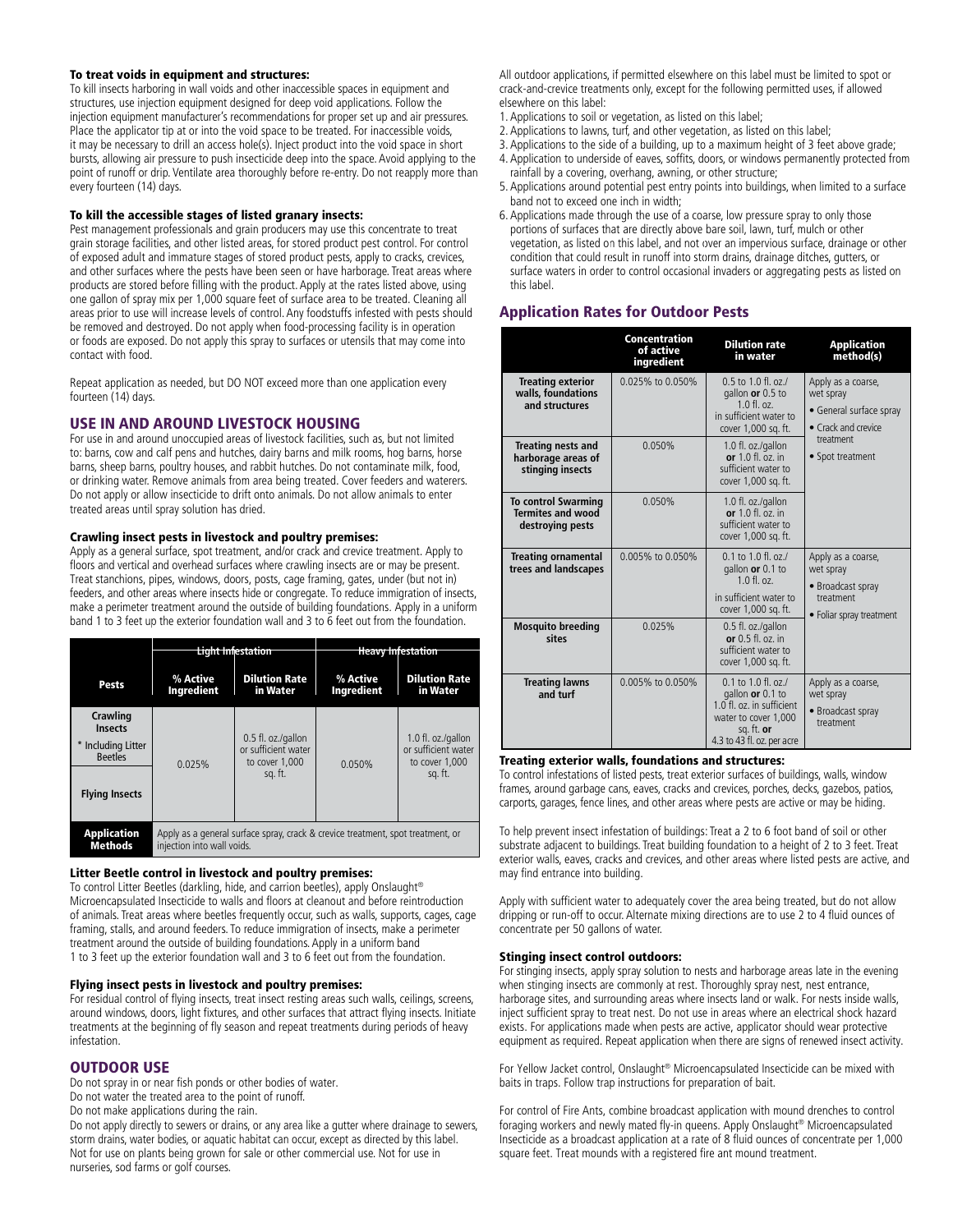#### To treat voids in equipment and structures:

To kill insects harboring in wall voids and other inaccessible spaces in equipment and structures, use injection equipment designed for deep void applications. Follow the injection equipment manufacturer's recommendations for proper set up and air pressures. Place the applicator tip at or into the void space to be treated. For inaccessible voids, it may be necessary to drill an access hole(s). Inject product into the void space in short bursts, allowing air pressure to push insecticide deep into the space. Avoid applying to the point of runoff or drip. Ventilate area thoroughly before re-entry. Do not reapply more than every fourteen (14) days.

#### To kill the accessible stages of listed granary insects:

Pest management professionals and grain producers may use this concentrate to treat grain storage facilities, and other listed areas, for stored product pest control. For control of exposed adult and immature stages of stored product pests, apply to cracks, crevices, and other surfaces where the pests have been seen or have harborage. Treat areas where products are stored before filling with the product. Apply at the rates listed above, using one gallon of spray mix per 1,000 square feet of surface area to be treated. Cleaning all areas prior to use will increase levels of control. Any foodstuffs infested with pests should be removed and destroyed. Do not apply when food-processing facility is in operation or foods are exposed. Do not apply this spray to surfaces or utensils that may come into contact with food.

Repeat application as needed, but DO NOT exceed more than one application every fourteen (14) days.

## USE IN AND AROUND LIVESTOCK HOUSING

For use in and around unoccupied areas of livestock facilities, such as, but not limited to: barns, cow and calf pens and hutches, dairy barns and milk rooms, hog barns, horse barns, sheep barns, poultry houses, and rabbit hutches. Do not contaminate milk, food, or drinking water. Remove animals from area being treated. Cover feeders and waterers. Do not apply or allow insecticide to drift onto animals. Do not allow animals to enter treated areas until spray solution has dried.

#### Crawling insect pests in livestock and poultry premises:

Apply as a general surface, spot treatment, and/or crack and crevice treatment. Apply to floors and vertical and overhead surfaces where crawling insects are or may be present. Treat stanchions, pipes, windows, doors, posts, cage framing, gates, under (but not in) feeders, and other areas where insects hide or congregate. To reduce immigration of insects, make a perimeter treatment around the outside of building foundations. Apply in a uniform band 1 to 3 feet up the exterior foundation wall and 3 to 6 feet out from the foundation.

| | Light Infestation | | Heavy Infestation | |
|---|---|---|---|---|
| **Pests** | **% Active Ingredient** | **Dilution Rate in Water** | **% Active Ingredient** | **Dilution Rate in Water** |
| **Crawling Insects** * Including Litter Beetles | 0.025% | 0.5 fl. oz./gallon or sufficient water to cover 1,000 sq. ft. | 0.050% | 1.0 fl. oz./gallon or sufficient water to cover 1,000 sq. ft. |
| **Flying Insects** | | | | |
| **Application Methods** | Apply as a general surface spray, crack & crevice treatment, spot treatment, or injection into wall voids. | | | |

#### Litter Beetle control in livestock and poultry premises:

To control Litter Beetles (darkling, hide, and carrion beetles), apply Onslaught® Microencapsulated Insecticide to walls and floors at cleanout and before reintroduction of animals. Treat areas where beetles frequently occur, such as walls, supports, cages, cage framing, stalls, and around feeders. To reduce immigration of insects, make a perimeter treatment around the outside of building foundations. Apply in a uniform band 1 to 3 feet up the exterior foundation wall and 3 to 6 feet out from the foundation.

#### Flying insect pests in livestock and poultry premises:

For residual control of flying insects, treat insect resting areas such walls, ceilings, screens, around windows, doors, light fixtures, and other surfaces that attract flying insects. Initiate treatments at the beginning of fly season and repeat treatments during periods of heavy infestation.

## OUTDOOR USE

Do not spray in or near fish ponds or other bodies of water.
Do not water the treated area to the point of runoff.
Do not make applications during the rain.
Do not apply directly to sewers or drains, or any area like a gutter where drainage to sewers, storm drains, water bodies, or aquatic habitat can occur, except as directed by this label. Not for use on plants being grown for sale or other commercial use. Not for use in nurseries, sod farms or golf courses.

All outdoor applications, if permitted elsewhere on this label must be limited to spot or crack-and-crevice treatments only, except for the following permitted uses, if allowed elsewhere on this label:

1. Applications to soil or vegetation, as listed on this label;
2. Applications to lawns, turf, and other vegetation, as listed on this label;
3. Applications to the side of a building, up to a maximum height of 3 feet above grade;
4. Application to underside of eaves, soffits, doors, or windows permanently protected from rainfall by a covering, overhang, awning, or other structure;
5. Applications around potential pest entry points into buildings, when limited to a surface band not to exceed one inch in width;
6. Applications made through the use of a coarse, low pressure spray to only those portions of surfaces that are directly above bare soil, lawn, turf, mulch or other vegetation, as listed on this label, and not over an impervious surface, drainage or other condition that could result in runoff into storm drains, drainage ditches, gutters, or surface waters in order to control occasional invaders or aggregating pests as listed on this label.

## Application Rates for Outdoor Pests

| | Concentration of active ingredient | Dilution rate in water | Application method(s) |
|---|---|---|---|
| **Treating exterior walls, foundations and structures** | 0.025% to 0.050% | 0.5 to 1.0 fl. oz./gallon **or** 0.5 to 1.0 fl. oz. in sufficient water to cover 1,000 sq. ft. | Apply as a coarse, wet spray • General surface spray • Crack and crevice treatment • Spot treatment |
| **Treating nests and harborage areas of stinging insects** | 0.050% | 1.0 fl. oz./gallon **or** 1.0 fl. oz. in sufficient water to cover 1,000 sq. ft. | |
| **To control Swarming Termites and wood destroying pests** | 0.050% | 1.0 fl. oz./gallon **or** 1.0 fl. oz. in sufficient water to cover 1,000 sq. ft. | |
| **Treating ornamental trees and landscapes** | 0.005% to 0.050% | 0.1 to 1.0 fl. oz./gallon **or** 0.1 to 1.0 fl. oz. in sufficient water to cover 1,000 sq. ft. | Apply as a coarse, wet spray • Broadcast spray treatment • Foliar spray treatment |
| **Mosquito breeding sites** | 0.025% | 0.5 fl. oz./gallon **or** 0.5 fl. oz. in sufficient water to cover 1,000 sq. ft. | |
| **Treating lawns and turf** | 0.005% to 0.050% | 0.1 to 1.0 fl. oz./gallon **or** 0.1 to 1.0 fl. oz. in sufficient water to cover 1,000 sq. ft. **or** 4.3 to 43 fl. oz. per acre | Apply as a coarse, wet spray • Broadcast spray treatment |

#### Treating exterior walls, foundations and structures:

To control infestations of listed pests, treat exterior surfaces of buildings, walls, window frames, around garbage cans, eaves, cracks and crevices, porches, decks, gazebos, patios, carports, garages, fence lines, and other areas where pests are active or may be hiding.

To help prevent insect infestation of buildings: Treat a 2 to 6 foot band of soil or other substrate adjacent to buildings. Treat building foundation to a height of 2 to 3 feet. Treat exterior walls, eaves, cracks and crevices, and other areas where listed pests are active, and may find entrance into building.

Apply with sufficient water to adequately cover the area being treated, but do not allow dripping or run-off to occur. Alternate mixing directions are to use 2 to 4 fluid ounces of concentrate per 50 gallons of water.

#### Stinging insect control outdoors:

For stinging insects, apply spray solution to nests and harborage areas late in the evening when stinging insects are commonly at rest. Thoroughly spray nest, nest entrance, harborage sites, and surrounding areas where insects land or walk. For nests inside walls, inject sufficient spray to treat nest. Do not use in areas where an electrical shock hazard exists. For applications made when pests are active, applicator should wear protective equipment as required. Repeat application when there are signs of renewed insect activity.

For Yellow Jacket control, Onslaught® Microencapsulated Insecticide can be mixed with baits in traps. Follow trap instructions for preparation of bait.

For control of Fire Ants, combine broadcast application with mound drenches to control foraging workers and newly mated fly-in queens. Apply Onslaught® Microencapsulated Insecticide as a broadcast application at a rate of 8 fluid ounces of concentrate per 1,000 square feet. Treat mounds with a registered fire ant mound treatment.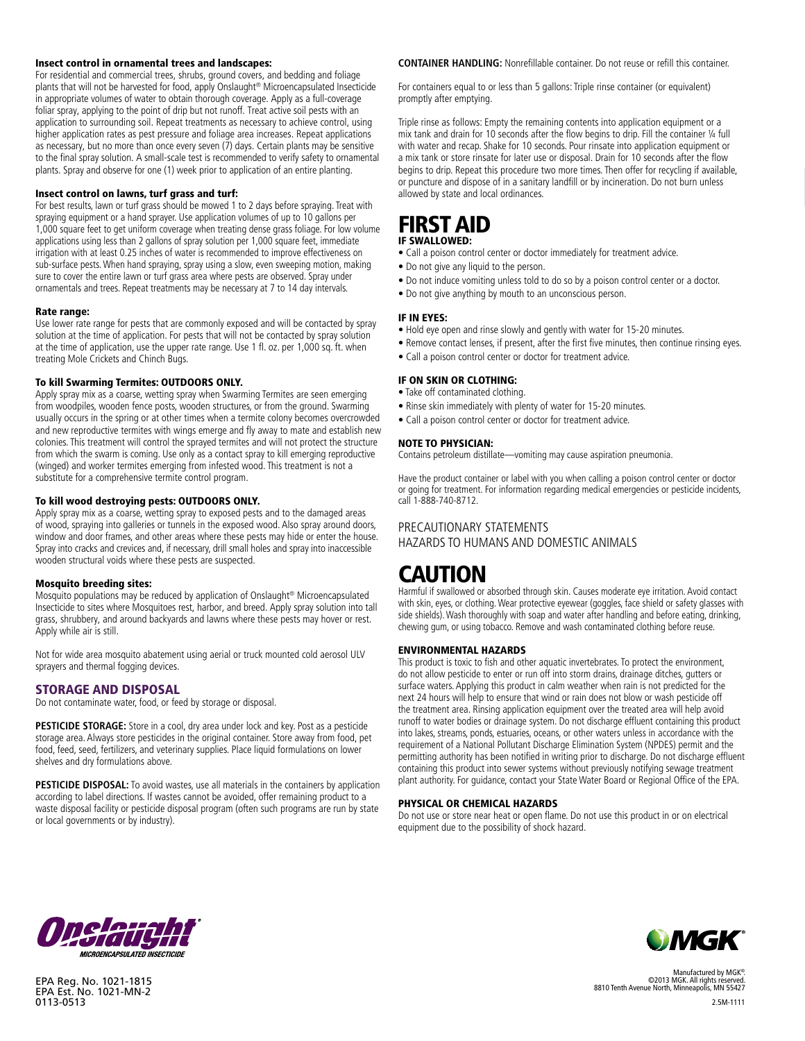### Insect control in ornamental trees and landscapes:

For residential and commercial trees, shrubs, ground covers, and bedding and foliage plants that will not be harvested for food, apply Onslaught® Microencapsulated Insecticide in appropriate volumes of water to obtain thorough coverage. Apply as a full-coverage foliar spray, applying to the point of drip but not runoff. Treat active soil pests with an application to surrounding soil. Repeat treatments as necessary to achieve control, using higher application rates as pest pressure and foliage area increases. Repeat applications as necessary, but no more than once every seven (7) days. Certain plants may be sensitive to the final spray solution. A small-scale test is recommended to verify safety to ornamental plants. Spray and observe for one (1) week prior to application of an entire planting.

### Insect control on lawns, turf grass and turf:

For best results, lawn or turf grass should be mowed 1 to 2 days before spraying. Treat with spraying equipment or a hand sprayer. Use application volumes of up to 10 gallons per 1,000 square feet to get uniform coverage when treating dense grass foliage. For low volume applications using less than 2 gallons of spray solution per 1,000 square feet, immediate irrigation with at least 0.25 inches of water is recommended to improve effectiveness on sub-surface pests. When hand spraying, spray using a slow, even sweeping motion, making sure to cover the entire lawn or turf grass area where pests are observed. Spray under ornamentals and trees. Repeat treatments may be necessary at 7 to 14 day intervals.

### Rate range:

Use lower rate range for pests that are commonly exposed and will be contacted by spray solution at the time of application. For pests that will not be contacted by spray solution at the time of application, use the upper rate range. Use 1 fl. oz. per 1,000 sq. ft. when treating Mole Crickets and Chinch Bugs.

### To kill Swarming Termites: OUTDOORS ONLY.

Apply spray mix as a coarse, wetting spray when Swarming Termites are seen emerging from woodpiles, wooden fence posts, wooden structures, or from the ground. Swarming usually occurs in the spring or at other times when a termite colony becomes overcrowded and new reproductive termites with wings emerge and fly away to mate and establish new colonies. This treatment will control the sprayed termites and will not protect the structure from which the swarm is coming. Use only as a contact spray to kill emerging reproductive (winged) and worker termites emerging from infested wood. This treatment is not a substitute for a comprehensive termite control program.

### To kill wood destroying pests: OUTDOORS ONLY.

Apply spray mix as a coarse, wetting spray to exposed pests and to the damaged areas of wood, spraying into galleries or tunnels in the exposed wood. Also spray around doors, window and door frames, and other areas where these pests may hide or enter the house. Spray into cracks and crevices and, if necessary, drill small holes and spray into inaccessible wooden structural voids where these pests are suspected.

### Mosquito breeding sites:

Mosquito populations may be reduced by application of Onslaught® Microencapsulated Insecticide to sites where Mosquitoes rest, harbor, and breed. Apply spray solution into tall grass, shrubbery, and around backyards and lawns where these pests may hover or rest. Apply while air is still.

Not for wide area mosquito abatement using aerial or truck mounted cold aerosol ULV sprayers and thermal fogging devices.

## STORAGE AND DISPOSAL

Do not contaminate water, food, or feed by storage or disposal.

**PESTICIDE STORAGE:** Store in a cool, dry area under lock and key. Post as a pesticide storage area. Always store pesticides in the original container. Store away from food, pet food, feed, seed, fertilizers, and veterinary supplies. Place liquid formulations on lower shelves and dry formulations above.

**PESTICIDE DISPOSAL:** To avoid wastes, use all materials in the containers by application according to label directions. If wastes cannot be avoided, offer remaining product to a waste disposal facility or pesticide disposal program (often such programs are run by state or local governments or by industry).

**CONTAINER HANDLING:** Nonrefillable container. Do not reuse or refill this container.

For containers equal to or less than 5 gallons: Triple rinse container (or equivalent) promptly after emptying.

Triple rinse as follows: Empty the remaining contents into application equipment or a mix tank and drain for 10 seconds after the flow begins to drip. Fill the container ¼ full with water and recap. Shake for 10 seconds. Pour rinsate into application equipment or a mix tank or store rinsate for later use or disposal. Drain for 10 seconds after the flow begins to drip. Repeat this procedure two more times. Then offer for recycling if available, or puncture and dispose of in a sanitary landfill or by incineration. Do not burn unless allowed by state and local ordinances.

# FIRST AID

### IF SWALLOWED:

- Call a poison control center or doctor immediately for treatment advice.
- Do not give any liquid to the person.
- Do not induce vomiting unless told to do so by a poison control center or a doctor.
- Do not give anything by mouth to an unconscious person.

### IF IN EYES:

- Hold eye open and rinse slowly and gently with water for 15-20 minutes.
- Remove contact lenses, if present, after the first five minutes, then continue rinsing eyes.
- Call a poison control center or doctor for treatment advice.

### IF ON SKIN OR CLOTHING:

- Take off contaminated clothing.
- Rinse skin immediately with plenty of water for 15-20 minutes.
- Call a poison control center or doctor for treatment advice.

### NOTE TO PHYSICIAN:

Contains petroleum distillate—vomiting may cause aspiration pneumonia.

Have the product container or label with you when calling a poison control center or doctor or going for treatment. For information regarding medical emergencies or pesticide incidents, call 1-888-740-8712.

PRECAUTIONARY STATEMENTS
HAZARDS TO HUMANS AND DOMESTIC ANIMALS

# CAUTION

Harmful if swallowed or absorbed through skin. Causes moderate eye irritation. Avoid contact with skin, eyes, or clothing. Wear protective eyewear (goggles, face shield or safety glasses with side shields). Wash thoroughly with soap and water after handling and before eating, drinking, chewing gum, or using tobacco. Remove and wash contaminated clothing before reuse.

### ENVIRONMENTAL HAZARDS

This product is toxic to fish and other aquatic invertebrates. To protect the environment, do not allow pesticide to enter or run off into storm drains, drainage ditches, gutters or surface waters. Applying this product in calm weather when rain is not predicted for the next 24 hours will help to ensure that wind or rain does not blow or wash pesticide off the treatment area. Rinsing application equipment over the treated area will help avoid runoff to water bodies or drainage system. Do not discharge effluent containing this product into lakes, streams, ponds, estuaries, oceans, or other waters unless in accordance with the requirement of a National Pollutant Discharge Elimination System (NPDES) permit and the permitting authority has been notified in writing prior to discharge. Do not discharge effluent containing this product into sewer systems without previously notifying sewage treatment plant authority. For guidance, contact your State Water Board or Regional Office of the EPA.

### PHYSICAL OR CHEMICAL HAZARDS

Do not use or store near heat or open flame. Do not use this product in or on electrical equipment due to the possibility of shock hazard.

Onslaught® MICROENCAPSULATED INSECTICIDE

EPA Reg. No. 1021-1815
EPA Est. No. 1021-MN-2
0113-0513

MGK®

Manufactured by MGK®.
©2013 MGK. All rights reserved.
8810 Tenth Avenue North, Minneapolis, MN 55427

2.5M-1111